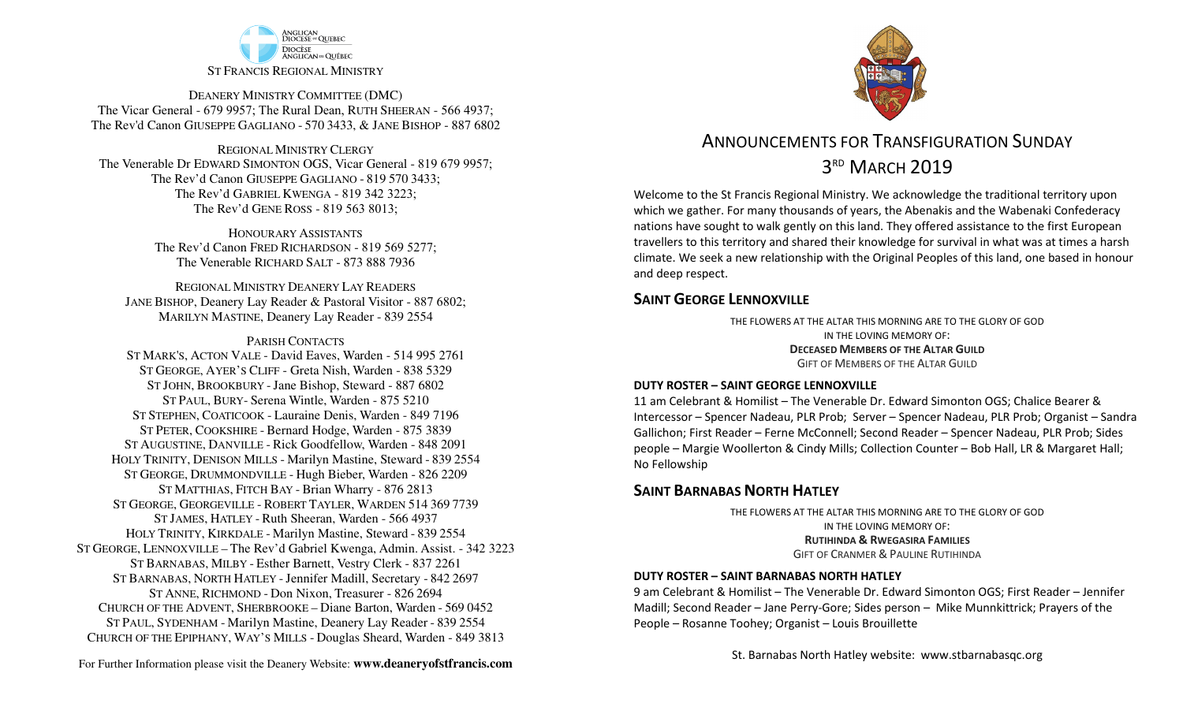ANGLICAN DIOCESE OF QUEBEC
DIOCÈSE ANGLICAN DU QUÉBEC

ST FRANCIS REGIONAL MINISTRY

DEANERY MINISTRY COMMITTEE (DMC)
The Vicar General - 679 9957; The Rural Dean, RUTH SHEERAN - 566 4937;
The Rev'd Canon GIUSEPPE GAGLIANO - 570 3433, & JANE BISHOP - 887 6802

REGIONAL MINISTRY CLERGY
The Venerable Dr EDWARD SIMONTON OGS, Vicar General - 819 679 9957;
The Rev'd Canon GIUSEPPE GAGLIANO - 819 570 3433;
The Rev'd GABRIEL KWENGA - 819 342 3223;
The Rev'd GENE ROSS - 819 563 8013;

HONOURARY ASSISTANTS
The Rev'd Canon FRED RICHARDSON - 819 569 5277;
The Venerable RICHARD SALT - 873 888 7936

REGIONAL MINISTRY DEANERY LAY READERS
JANE BISHOP, Deanery Lay Reader & Pastoral Visitor - 887 6802;
MARILYN MASTINE, Deanery Lay Reader - 839 2554

PARISH CONTACTS
ST MARK'S, ACTON VALE - David Eaves, Warden - 514 995 2761
ST GEORGE, AYER'S CLIFF - Greta Nish, Warden - 838 5329
ST JOHN, BROOKBURY - Jane Bishop, Steward - 887 6802
ST PAUL, BURY- Serena Wintle, Warden - 875 5210
ST STEPHEN, COATICOOK - Lauraine Denis, Warden - 849 7196
ST PETER, COOKSHIRE - Bernard Hodge, Warden - 875 3839
ST AUGUSTINE, DANVILLE - Rick Goodfellow, Warden - 848 2091
HOLY TRINITY, DENISON MILLS - Marilyn Mastine, Steward - 839 2554
ST GEORGE, DRUMMONDVILLE - Hugh Bieber, Warden - 826 2209
ST MATTHIAS, FITCH BAY - Brian Wharry - 876 2813
ST GEORGE, GEORGEVILLE - ROBERT TAYLER, WARDEN 514 369 7739
ST JAMES, HATLEY - Ruth Sheeran, Warden - 566 4937
HOLY TRINITY, KIRKDALE - Marilyn Mastine, Steward - 839 2554
ST GEORGE, LENNOXVILLE – The Rev'd Gabriel Kwenga, Admin. Assist. - 342 3223
ST BARNABAS, MILBY - Esther Barnett, Vestry Clerk - 837 2261
ST BARNABAS, NORTH HATLEY - Jennifer Madill, Secretary - 842 2697
ST ANNE, RICHMOND - Don Nixon, Treasurer - 826 2694
CHURCH OF THE ADVENT, SHERBROOKE – Diane Barton, Warden - 569 0452
ST PAUL, SYDENHAM - Marilyn Mastine, Deanery Lay Reader - 839 2554
CHURCH OF THE EPIPHANY, WAY'S MILLS - Douglas Sheard, Warden - 849 3813

For Further Information please visit the Deanery Website: **www.deaneryofstfrancis.com**

# ANNOUNCEMENTS FOR TRANSFIGURATION SUNDAY 3RD MARCH 2019

Welcome to the St Francis Regional Ministry. We acknowledge the traditional territory upon which we gather. For many thousands of years, the Abenakis and the Wabenaki Confederacy nations have sought to walk gently on this land. They offered assistance to the first European travellers to this territory and shared their knowledge for survival in what was at times a harsh climate. We seek a new relationship with the Original Peoples of this land, one based in honour and deep respect.

## SAINT GEORGE LENNOXVILLE

THE FLOWERS AT THE ALTAR THIS MORNING ARE TO THE GLORY OF GOD
IN THE LOVING MEMORY OF:
**DECEASED MEMBERS OF THE ALTAR GUILD**
GIFT OF MEMBERS OF THE ALTAR GUILD

**DUTY ROSTER – SAINT GEORGE LENNOXVILLE**

11 am Celebrant & Homilist – The Venerable Dr. Edward Simonton OGS; Chalice Bearer & Intercessor – Spencer Nadeau, PLR Prob; Server – Spencer Nadeau, PLR Prob; Organist – Sandra Gallichon; First Reader – Ferne McConnell; Second Reader – Spencer Nadeau, PLR Prob; Sides people – Margie Woollerton & Cindy Mills; Collection Counter – Bob Hall, LR & Margaret Hall; No Fellowship

## SAINT BARNABAS NORTH HATLEY

THE FLOWERS AT THE ALTAR THIS MORNING ARE TO THE GLORY OF GOD
IN THE LOVING MEMORY OF:
**RUTIHINDA & RWEGASIRA FAMILIES**
GIFT OF CRANMER & PAULINE RUTIHINDA

**DUTY ROSTER – SAINT BARNABAS NORTH HATLEY**

9 am Celebrant & Homilist – The Venerable Dr. Edward Simonton OGS; First Reader – Jennifer Madill; Second Reader – Jane Perry-Gore; Sides person – Mike Munnkittrick; Prayers of the People – Rosanne Toohey; Organist – Louis Brouillette

St. Barnabas North Hatley website: www.stbarnabasqc.org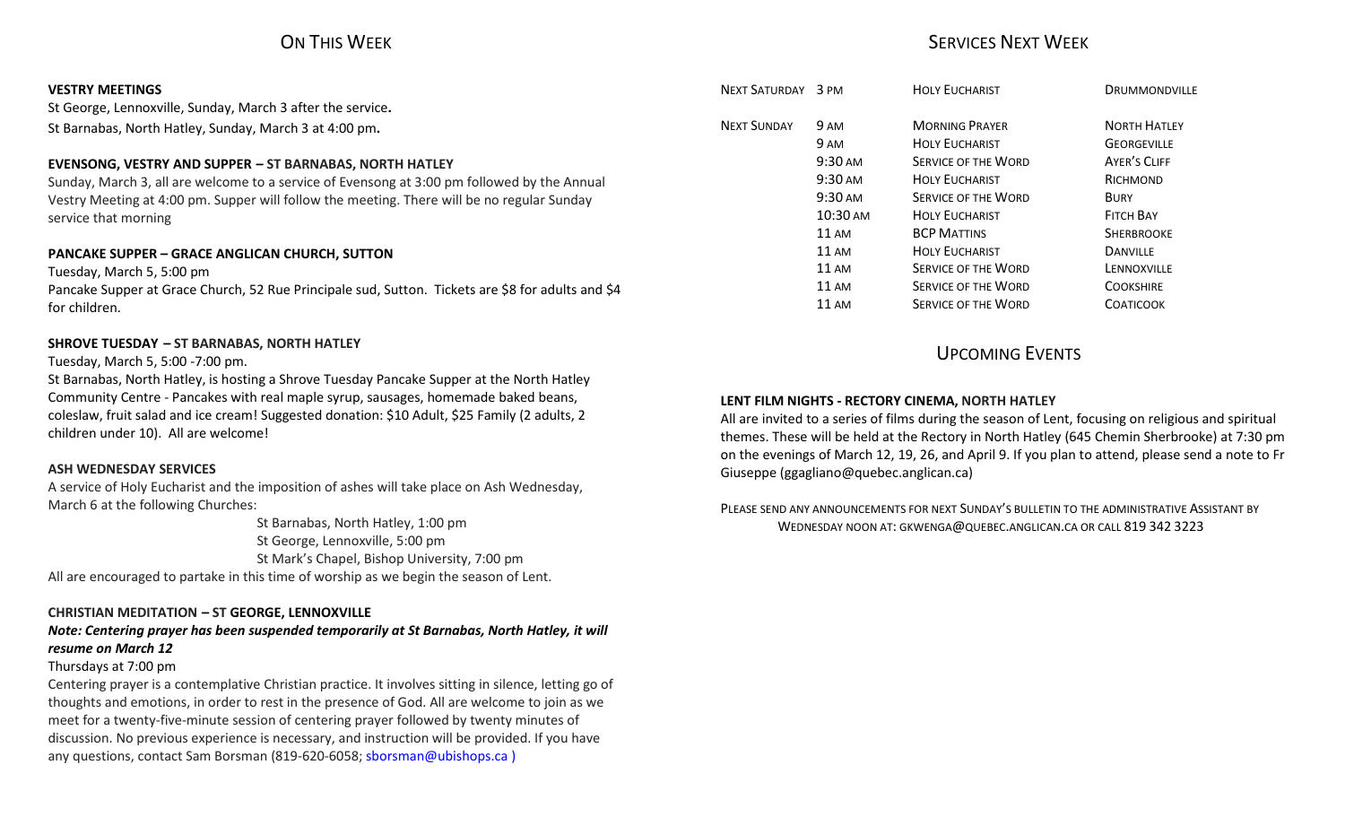## ON THIS WEEK

**VESTRY MEETINGS**

St George, Lennoxville, Sunday, March 3 after the service**.**

St Barnabas, North Hatley, Sunday, March 3 at 4:00 pm**.**

**EVENSONG, VESTRY AND SUPPER – ST BARNABAS, NORTH HATLEY**

Sunday, March 3, all are welcome to a service of Evensong at 3:00 pm followed by the Annual Vestry Meeting at 4:00 pm. Supper will follow the meeting. There will be no regular Sunday service that morning

**PANCAKE SUPPER – GRACE ANGLICAN CHURCH, SUTTON**

Tuesday, March 5, 5:00 pm

Pancake Supper at Grace Church, 52 Rue Principale sud, Sutton. Tickets are $8 for adults and $4 for children.

**SHROVE TUESDAY – ST BARNABAS, NORTH HATLEY**

Tuesday, March 5, 5:00 -7:00 pm.

St Barnabas, North Hatley, is hosting a Shrove Tuesday Pancake Supper at the North Hatley Community Centre - Pancakes with real maple syrup, sausages, homemade baked beans, coleslaw, fruit salad and ice cream! Suggested donation: $10 Adult, $25 Family (2 adults, 2 children under 10). All are welcome!

**ASH WEDNESDAY SERVICES**

A service of Holy Eucharist and the imposition of ashes will take place on Ash Wednesday, March 6 at the following Churches:

St Barnabas, North Hatley, 1:00 pm
St George, Lennoxville, 5:00 pm
St Mark's Chapel, Bishop University, 7:00 pm

All are encouraged to partake in this time of worship as we begin the season of Lent.

**CHRISTIAN MEDITATION – ST GEORGE, LENNOXVILLE**

***Note: Centering prayer has been suspended temporarily at St Barnabas, North Hatley, it will resume on March 12***

Thursdays at 7:00 pm

Centering prayer is a contemplative Christian practice. It involves sitting in silence, letting go of thoughts and emotions, in order to rest in the presence of God. All are welcome to join as we meet for a twenty-five-minute session of centering prayer followed by twenty minutes of discussion. No previous experience is necessary, and instruction will be provided. If you have any questions, contact Sam Borsman (819-620-6058; sborsman@ubishops.ca )

## SERVICES NEXT WEEK

| | | | |
|---|---|---|---|
| NEXT SATURDAY | 3 PM | HOLY EUCHARIST | DRUMMONDVILLE |
| NEXT SUNDAY | 9 AM | MORNING PRAYER | NORTH HATLEY |
| | 9 AM | HOLY EUCHARIST | GEORGEVILLE |
| | 9:30 AM | SERVICE OF THE WORD | AYER'S CLIFF |
| | 9:30 AM | HOLY EUCHARIST | RICHMOND |
| | 9:30 AM | SERVICE OF THE WORD | BURY |
| | 10:30 AM | HOLY EUCHARIST | FITCH BAY |
| | 11 AM | BCP MATTINS | SHERBROOKE |
| | 11 AM | HOLY EUCHARIST | DANVILLE |
| | 11 AM | SERVICE OF THE WORD | LENNOXVILLE |
| | 11 AM | SERVICE OF THE WORD | COOKSHIRE |
| | 11 AM | SERVICE OF THE WORD | COATICOOK |

## UPCOMING EVENTS

**LENT FILM NIGHTS - RECTORY CINEMA, NORTH HATLEY**

All are invited to a series of films during the season of Lent, focusing on religious and spiritual themes. These will be held at the Rectory in North Hatley (645 Chemin Sherbrooke) at 7:30 pm on the evenings of March 12, 19, 26, and April 9. If you plan to attend, please send a note to Fr Giuseppe (ggagliano@quebec.anglican.ca)

PLEASE SEND ANY ANNOUNCEMENTS FOR NEXT SUNDAY'S BULLETIN TO THE ADMINISTRATIVE ASSISTANT BY WEDNESDAY NOON AT: GKWENGA@QUEBEC.ANGLICAN.CA OR CALL 819 342 3223